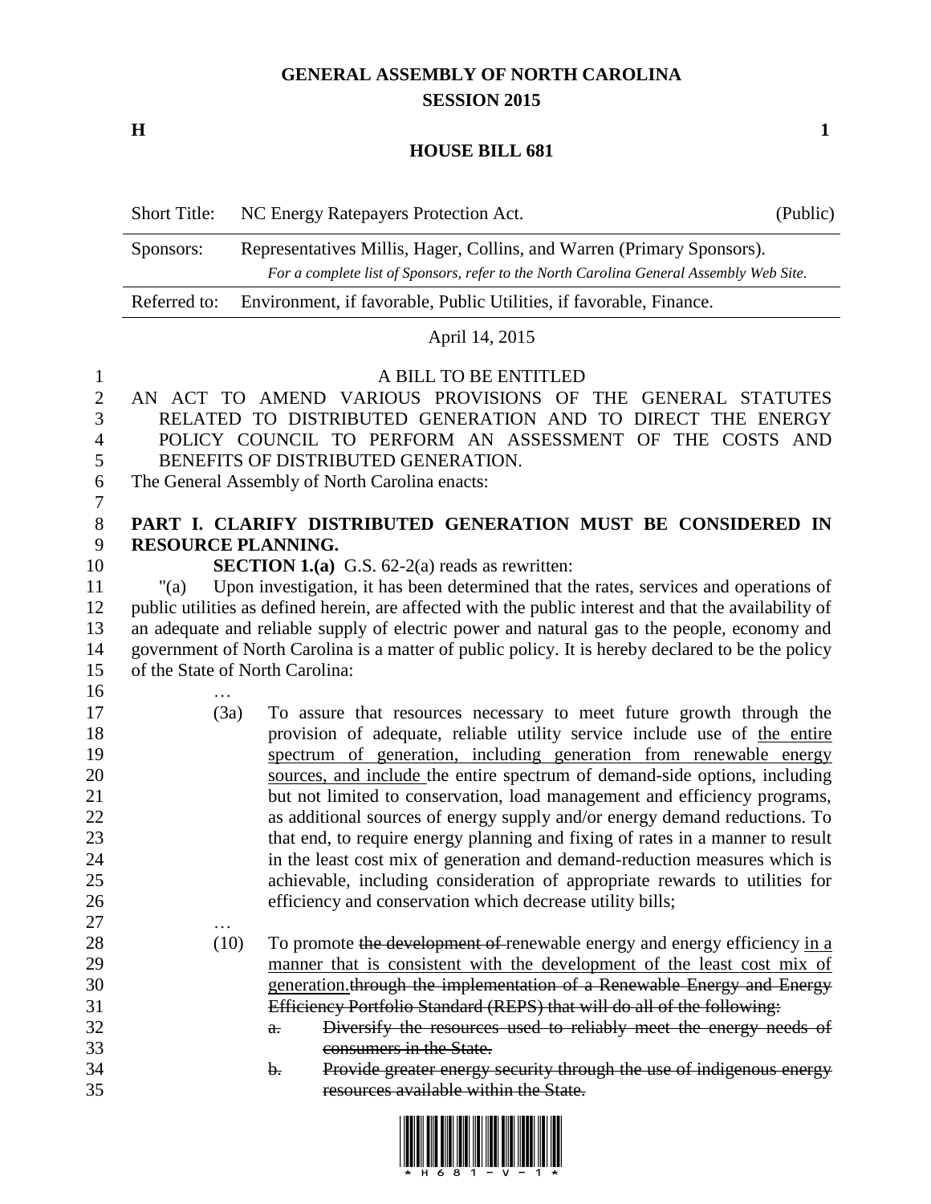# GENERAL ASSEMBLY OF NORTH CAROLINA
## SESSION 2015

**H** **1**

## HOUSE BILL 681

| Short Title: | NC Energy Ratepayers Protection Act. | (Public) |
|---|---|---|
| Sponsors: | Representatives Millis, Hager, Collins, and Warren (Primary Sponsors). *For a complete list of Sponsors, refer to the North Carolina General Assembly Web Site.* | |
| Referred to: | Environment, if favorable, Public Utilities, if favorable, Finance. | |

April 14, 2015

A BILL TO BE ENTITLED

AN ACT TO AMEND VARIOUS PROVISIONS OF THE GENERAL STATUTES RELATED TO DISTRIBUTED GENERATION AND TO DIRECT THE ENERGY POLICY COUNCIL TO PERFORM AN ASSESSMENT OF THE COSTS AND BENEFITS OF DISTRIBUTED GENERATION.

The General Assembly of North Carolina enacts:

**PART I. CLARIFY DISTRIBUTED GENERATION MUST BE CONSIDERED IN RESOURCE PLANNING.**

**SECTION 1.(a)** G.S. 62-2(a) reads as rewritten:

"(a) Upon investigation, it has been determined that the rates, services and operations of public utilities as defined herein, are affected with the public interest and that the availability of an adequate and reliable supply of electric power and natural gas to the people, economy and government of North Carolina is a matter of public policy. It is hereby declared to be the policy of the State of North Carolina:

…

(3a) To assure that resources necessary to meet future growth through the provision of adequate, reliable utility service include use of <u>the entire spectrum of generation, including generation from renewable energy sources, and include</u> the entire spectrum of demand-side options, including but not limited to conservation, load management and efficiency programs, as additional sources of energy supply and/or energy demand reductions. To that end, to require energy planning and fixing of rates in a manner to result in the least cost mix of generation and demand-reduction measures which is achievable, including consideration of appropriate rewards to utilities for efficiency and conservation which decrease utility bills;

…

(10) To promote ~~the development of~~ renewable energy and energy efficiency <u>in a manner that is consistent with the development of the least cost mix of generation.</u>~~through the implementation of a Renewable Energy and Energy Efficiency Portfolio Standard (REPS) that will do all of the following:~~

~~a. Diversify the resources used to reliably meet the energy needs of consumers in the State.~~

~~b. Provide greater energy security through the use of indigenous energy resources available within the State.~~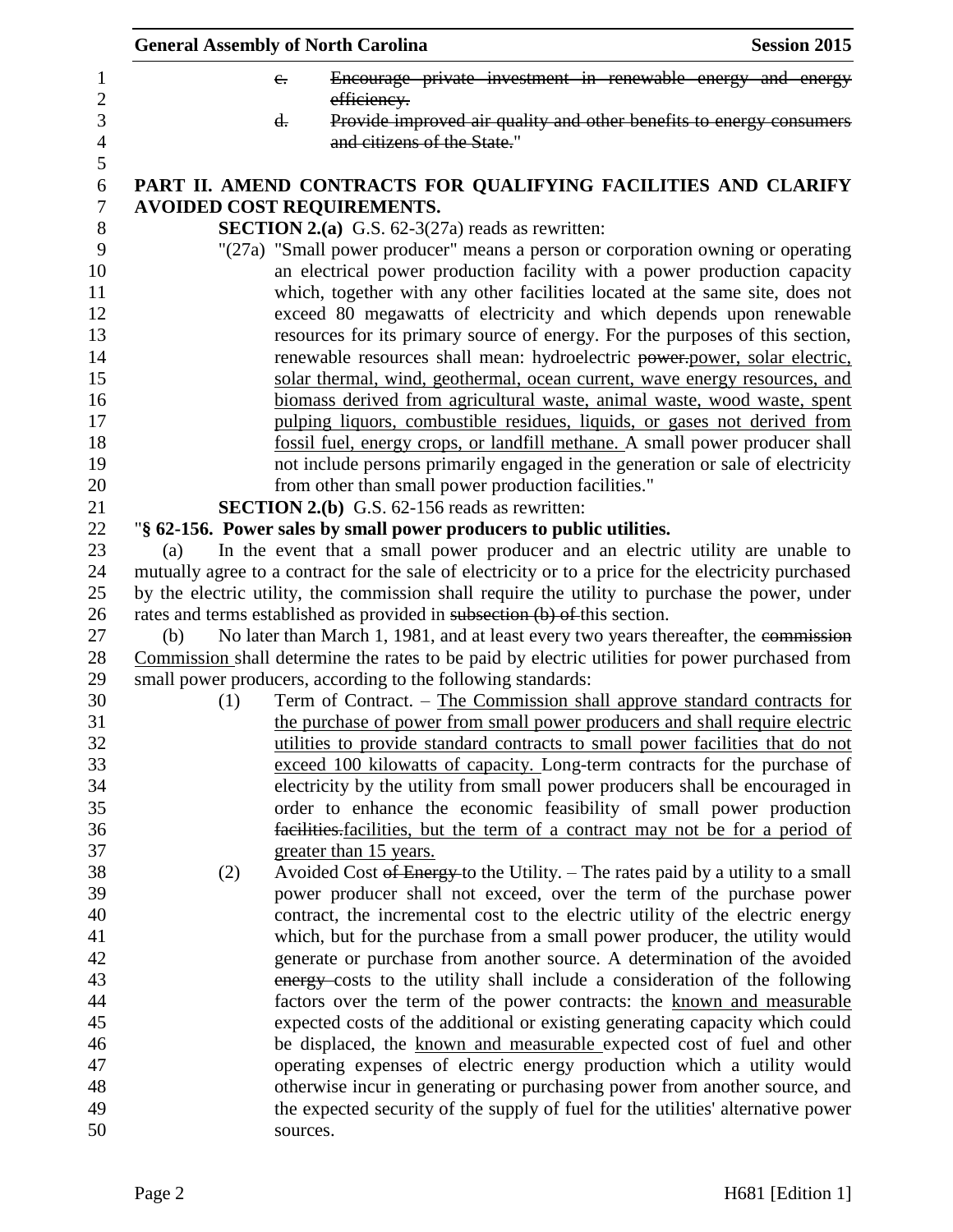c. ~~Encourage private investment in renewable energy and energy efficiency.~~

d. ~~Provide improved air quality and other benefits to energy consumers and citizens of the State.~~"

**PART II. AMEND CONTRACTS FOR QUALIFYING FACILITIES AND CLARIFY AVOIDED COST REQUIREMENTS.**

**SECTION 2.(a)** G.S. 62-3(27a) reads as rewritten:

"(27a) "Small power producer" means a person or corporation owning or operating an electrical power production facility with a power production capacity which, together with any other facilities located at the same site, does not exceed 80 megawatts of electricity and which depends upon renewable resources for its primary source of energy. For the purposes of this section, renewable resources shall mean: hydroelectric ~~power.~~power, solar electric, solar thermal, wind, geothermal, ocean current, wave energy resources, and biomass derived from agricultural waste, animal waste, wood waste, spent pulping liquors, combustible residues, liquids, or gases not derived from fossil fuel, energy crops, or landfill methane. A small power producer shall not include persons primarily engaged in the generation or sale of electricity from other than small power production facilities."

**SECTION 2.(b)** G.S. 62-156 reads as rewritten:

"**§ 62-156. Power sales by small power producers to public utilities.**

(a) In the event that a small power producer and an electric utility are unable to mutually agree to a contract for the sale of electricity or to a price for the electricity purchased by the electric utility, the commission shall require the utility to purchase the power, under rates and terms established as provided in ~~subsection (b) of~~ this section.

(b) No later than March 1, 1981, and at least every two years thereafter, the ~~commission~~ Commission shall determine the rates to be paid by electric utilities for power purchased from small power producers, according to the following standards:

(1) Term of Contract. – The Commission shall approve standard contracts for the purchase of power from small power producers and shall require electric utilities to provide standard contracts to small power facilities that do not exceed 100 kilowatts of capacity. Long-term contracts for the purchase of electricity by the utility from small power producers shall be encouraged in order to enhance the economic feasibility of small power production ~~facilities.~~facilities, but the term of a contract may not be for a period of greater than 15 years.

(2) Avoided Cost ~~of Energy~~ to the Utility. – The rates paid by a utility to a small power producer shall not exceed, over the term of the purchase power contract, the incremental cost to the electric utility of the electric energy which, but for the purchase from a small power producer, the utility would generate or purchase from another source. A determination of the avoided ~~energy~~ costs to the utility shall include a consideration of the following factors over the term of the power contracts: the known and measurable expected costs of the additional or existing generating capacity which could be displaced, the known and measurable expected cost of fuel and other operating expenses of electric energy production which a utility would otherwise incur in generating or purchasing power from another source, and the expected security of the supply of fuel for the utilities' alternative power sources.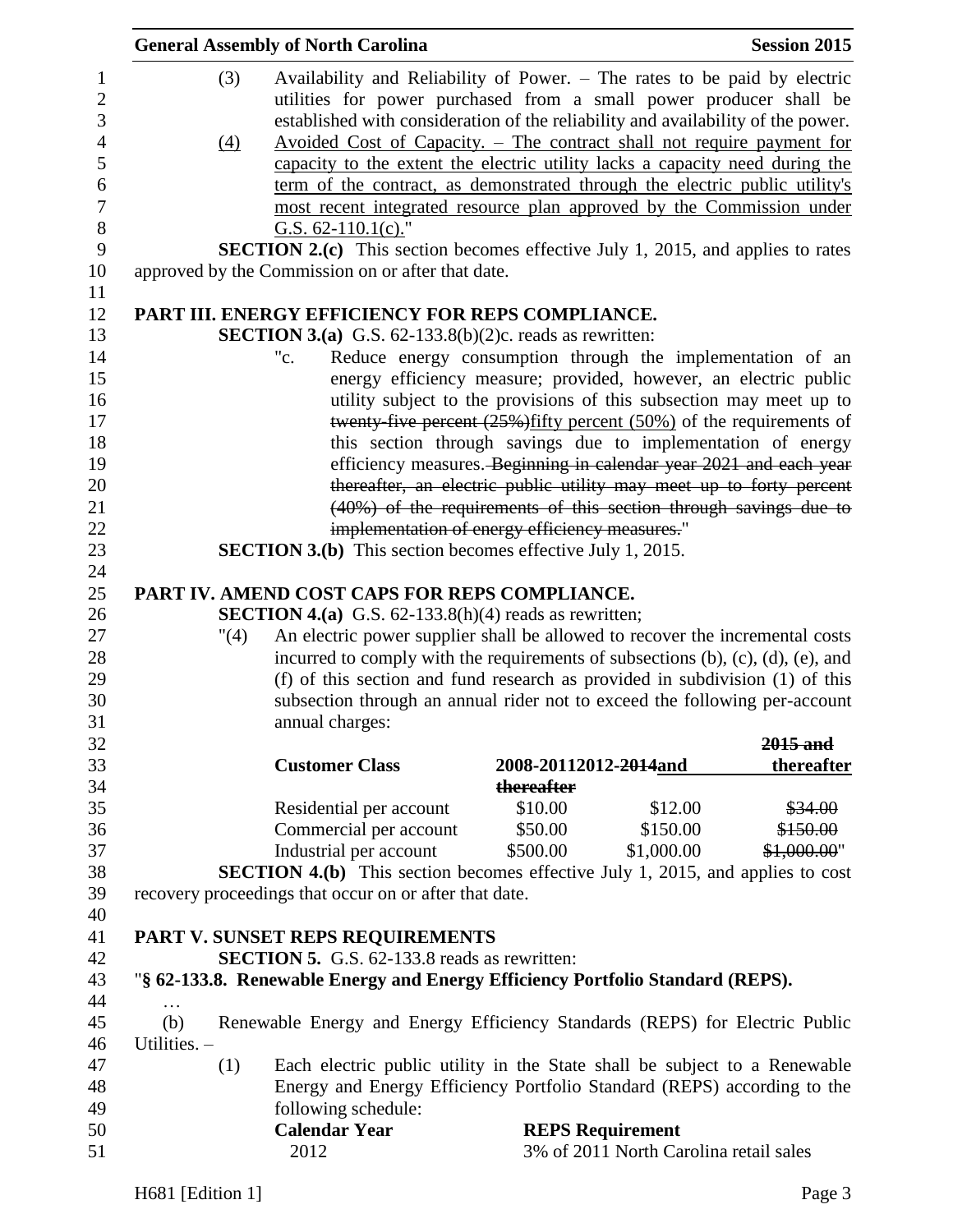(3) Availability and Reliability of Power. – The rates to be paid by electric utilities for power purchased from a small power producer shall be established with consideration of the reliability and availability of the power.

(4) Avoided Cost of Capacity. – The contract shall not require payment for capacity to the extent the electric utility lacks a capacity need during the term of the contract, as demonstrated through the electric public utility's most recent integrated resource plan approved by the Commission under G.S. 62-110.1(c)."

**SECTION 2.(c)** This section becomes effective July 1, 2015, and applies to rates approved by the Commission on or after that date.

## PART III. ENERGY EFFICIENCY FOR REPS COMPLIANCE.

**SECTION 3.(a)** G.S. 62-133.8(b)(2)c. reads as rewritten:

"c. Reduce energy consumption through the implementation of an energy efficiency measure; provided, however, an electric public utility subject to the provisions of this subsection may meet up to ~~twenty-five percent (25%)~~fifty percent (50%) of the requirements of this section through savings due to implementation of energy efficiency measures. ~~Beginning in calendar year 2021 and each year thereafter, an electric public utility may meet up to forty percent (40%) of the requirements of this section through savings due to implementation of energy efficiency measures.~~"

**SECTION 3.(b)** This section becomes effective July 1, 2015.

## PART IV. AMEND COST CAPS FOR REPS COMPLIANCE.

**SECTION 4.(a)** G.S. 62-133.8(h)(4) reads as rewritten;

"(4) An electric power supplier shall be allowed to recover the incremental costs incurred to comply with the requirements of subsections (b), (c), (d), (e), and (f) of this section and fund research as provided in subdivision (1) of this subsection through an annual rider not to exceed the following per-account annual charges:

| **Customer Class** | **2008-2011** | **2012-~~2014~~and ~~thereafter~~** | **~~2015 and~~ thereafter** |
|---|---|---|---|
| Residential per account | \$10.00 | \$12.00 | ~~\$34.00~~ |
| Commercial per account | \$50.00 | \$150.00 | ~~\$150.00~~ |
| Industrial per account | \$500.00 | \$1,000.00 | ~~\$1,000.00~~" |

**SECTION 4.(b)** This section becomes effective July 1, 2015, and applies to cost recovery proceedings that occur on or after that date.

## PART V. SUNSET REPS REQUIREMENTS

**SECTION 5.** G.S. 62-133.8 reads as rewritten:

"**§ 62-133.8. Renewable Energy and Energy Efficiency Portfolio Standard (REPS).**

…

(b) Renewable Energy and Energy Efficiency Standards (REPS) for Electric Public Utilities. –

(1) Each electric public utility in the State shall be subject to a Renewable Energy and Energy Efficiency Portfolio Standard (REPS) according to the following schedule:

| **Calendar Year** | **REPS Requirement** |
|---|---|
| 2012 | 3% of 2011 North Carolina retail sales |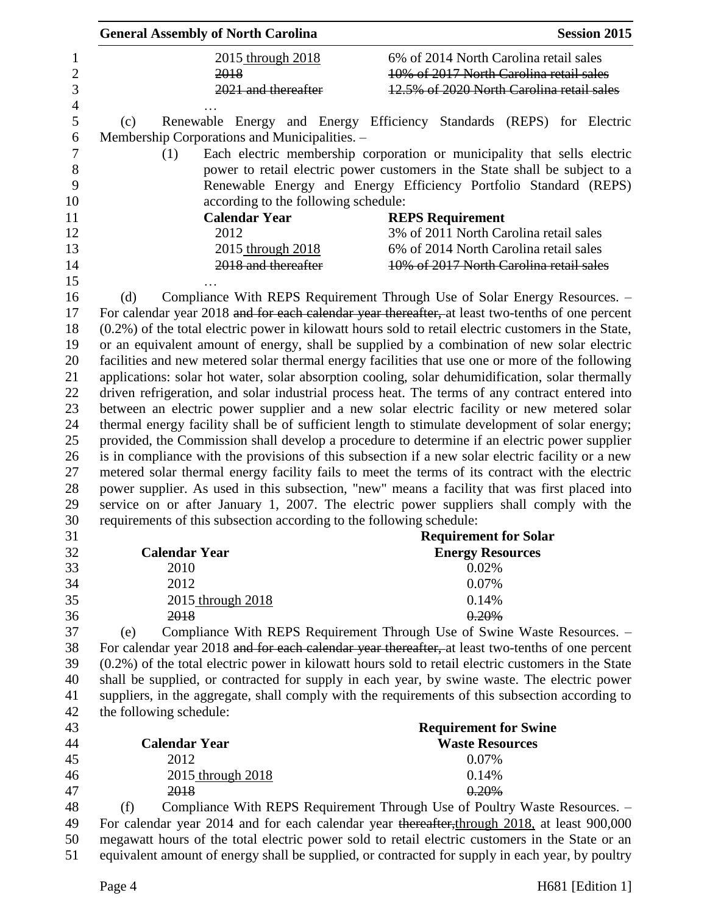| | |
|---|---|
| 2015 <u>through 2018</u> | 6% of 2014 North Carolina retail sales |
| ~~2018~~ | ~~10% of 2017 North Carolina retail sales~~ |
| ~~2021 and thereafter~~ | ~~12.5% of 2020 North Carolina retail sales~~ |

…

(c) Renewable Energy and Energy Efficiency Standards (REPS) for Electric Membership Corporations and Municipalities. –

(1) Each electric membership corporation or municipality that sells electric power to retail electric power customers in the State shall be subject to a Renewable Energy and Energy Efficiency Portfolio Standard (REPS) according to the following schedule:

| **Calendar Year** | **REPS Requirement** |
|---|---|
| 2012 | 3% of 2011 North Carolina retail sales |
| 2015 <u>through 2018</u> | 6% of 2014 North Carolina retail sales |
| ~~2018 and thereafter~~ | ~~10% of 2017 North Carolina retail sales~~ |

…

(d) Compliance With REPS Requirement Through Use of Solar Energy Resources. – For calendar year 2018 ~~and for each calendar year thereafter,~~ at least two-tenths of one percent (0.2%) of the total electric power in kilowatt hours sold to retail electric customers in the State, or an equivalent amount of energy, shall be supplied by a combination of new solar electric facilities and new metered solar thermal energy facilities that use one or more of the following applications: solar hot water, solar absorption cooling, solar dehumidification, solar thermally driven refrigeration, and solar industrial process heat. The terms of any contract entered into between an electric power supplier and a new solar electric facility or new metered solar thermal energy facility shall be of sufficient length to stimulate development of solar energy; provided, the Commission shall develop a procedure to determine if an electric power supplier is in compliance with the provisions of this subsection if a new solar electric facility or a new metered solar thermal energy facility fails to meet the terms of its contract with the electric power supplier. As used in this subsection, "new" means a facility that was first placed into service on or after January 1, 2007. The electric power suppliers shall comply with the requirements of this subsection according to the following schedule:

| **Calendar Year** | **Requirement for Solar Energy Resources** |
|---|---|
| 2010 | 0.02% |
| 2012 | 0.07% |
| 2015 <u>through 2018</u> | 0.14% |
| ~~2018~~ | ~~0.20%~~ |

(e) Compliance With REPS Requirement Through Use of Swine Waste Resources. – For calendar year 2018 ~~and for each calendar year thereafter,~~ at least two-tenths of one percent (0.2%) of the total electric power in kilowatt hours sold to retail electric customers in the State shall be supplied, or contracted for supply in each year, by swine waste. The electric power suppliers, in the aggregate, shall comply with the requirements of this subsection according to the following schedule:

| **Calendar Year** | **Requirement for Swine Waste Resources** |
|---|---|
| 2012 | 0.07% |
| 2015 <u>through 2018</u> | 0.14% |
| ~~2018~~ | ~~0.20%~~ |

(f) Compliance With REPS Requirement Through Use of Poultry Waste Resources. – For calendar year 2014 and for each calendar year ~~thereafter,~~<u>through 2018,</u> at least 900,000 megawatt hours of the total electric power sold to retail electric customers in the State or an equivalent amount of energy shall be supplied, or contracted for supply in each year, by poultry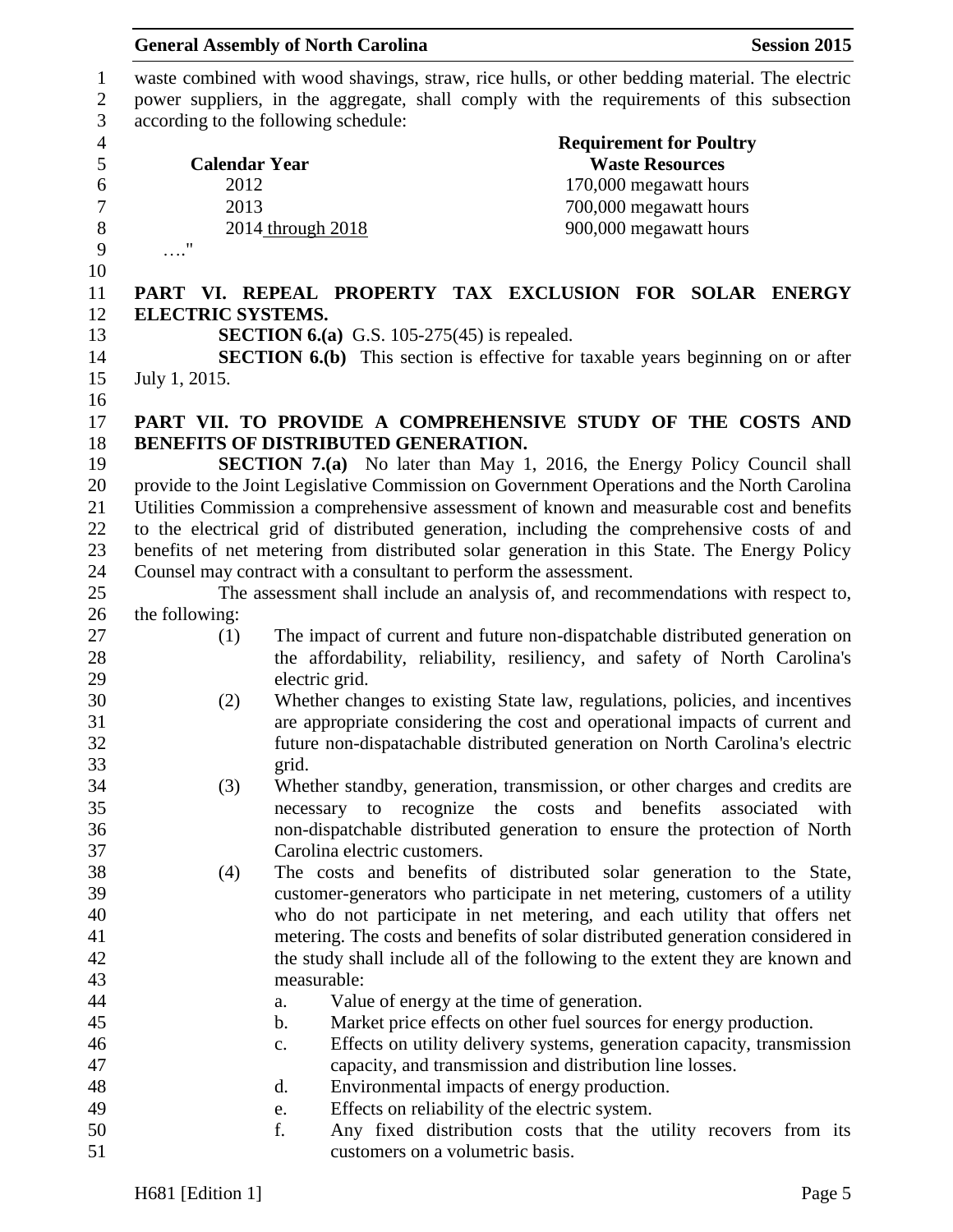waste combined with wood shavings, straw, rice hulls, or other bedding material. The electric power suppliers, in the aggregate, shall comply with the requirements of this subsection according to the following schedule:

| Calendar Year | Requirement for Poultry Waste Resources |
|---|---|
| 2012 | 170,000 megawatt hours |
| 2013 | 700,000 megawatt hours |
| 2014 through 2018 | 900,000 megawatt hours |

…."

**PART VI. REPEAL PROPERTY TAX EXCLUSION FOR SOLAR ENERGY ELECTRIC SYSTEMS.**

**SECTION 6.(a)** G.S. 105-275(45) is repealed.

**SECTION 6.(b)** This section is effective for taxable years beginning on or after July 1, 2015.

**PART VII. TO PROVIDE A COMPREHENSIVE STUDY OF THE COSTS AND BENEFITS OF DISTRIBUTED GENERATION.**

**SECTION 7.(a)** No later than May 1, 2016, the Energy Policy Council shall provide to the Joint Legislative Commission on Government Operations and the North Carolina Utilities Commission a comprehensive assessment of known and measurable cost and benefits to the electrical grid of distributed generation, including the comprehensive costs of and benefits of net metering from distributed solar generation in this State. The Energy Policy Counsel may contract with a consultant to perform the assessment.

The assessment shall include an analysis of, and recommendations with respect to, the following:

(1) The impact of current and future non-dispatchable distributed generation on the affordability, reliability, resiliency, and safety of North Carolina's electric grid.

(2) Whether changes to existing State law, regulations, policies, and incentives are appropriate considering the cost and operational impacts of current and future non-dispatachable distributed generation on North Carolina's electric grid.

(3) Whether standby, generation, transmission, or other charges and credits are necessary to recognize the costs and benefits associated with non-dispatchable distributed generation to ensure the protection of North Carolina electric customers.

(4) The costs and benefits of distributed solar generation to the State, customer-generators who participate in net metering, customers of a utility who do not participate in net metering, and each utility that offers net metering. The costs and benefits of solar distributed generation considered in the study shall include all of the following to the extent they are known and measurable:

a. Value of energy at the time of generation.

b. Market price effects on other fuel sources for energy production.

c. Effects on utility delivery systems, generation capacity, transmission capacity, and transmission and distribution line losses.

d. Environmental impacts of energy production.

e. Effects on reliability of the electric system.

f. Any fixed distribution costs that the utility recovers from its customers on a volumetric basis.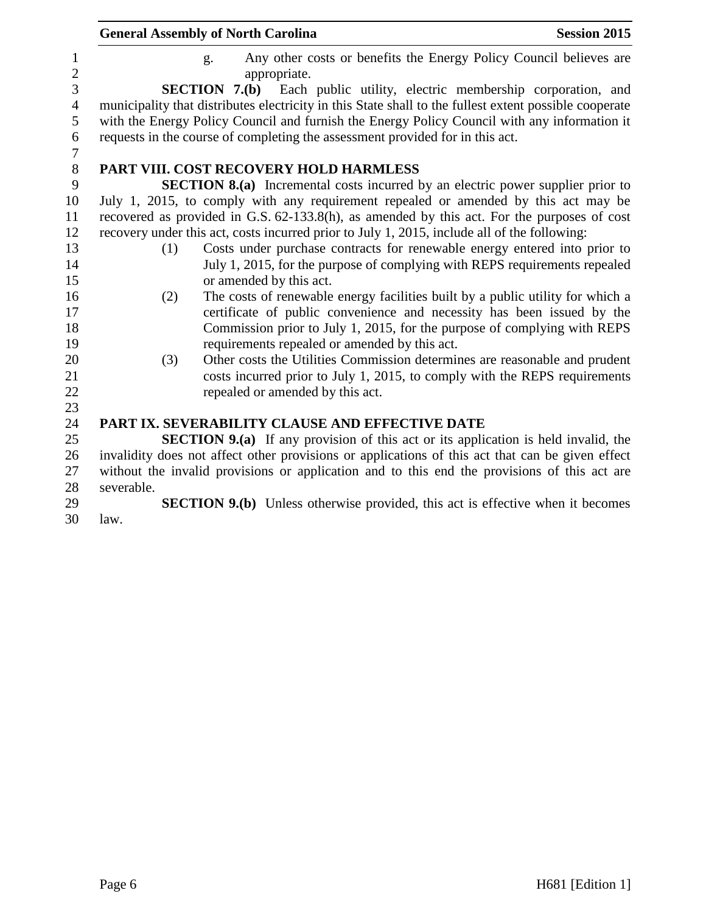g. Any other costs or benefits the Energy Policy Council believes are appropriate.

**SECTION 7.(b)** Each public utility, electric membership corporation, and municipality that distributes electricity in this State shall to the fullest extent possible cooperate with the Energy Policy Council and furnish the Energy Policy Council with any information it requests in the course of completing the assessment provided for in this act.

## PART VIII. COST RECOVERY HOLD HARMLESS

**SECTION 8.(a)** Incremental costs incurred by an electric power supplier prior to July 1, 2015, to comply with any requirement repealed or amended by this act may be recovered as provided in G.S. 62-133.8(h), as amended by this act. For the purposes of cost recovery under this act, costs incurred prior to July 1, 2015, include all of the following:

(1) Costs under purchase contracts for renewable energy entered into prior to July 1, 2015, for the purpose of complying with REPS requirements repealed or amended by this act.

(2) The costs of renewable energy facilities built by a public utility for which a certificate of public convenience and necessity has been issued by the Commission prior to July 1, 2015, for the purpose of complying with REPS requirements repealed or amended by this act.

(3) Other costs the Utilities Commission determines are reasonable and prudent costs incurred prior to July 1, 2015, to comply with the REPS requirements repealed or amended by this act.

## PART IX. SEVERABILITY CLAUSE AND EFFECTIVE DATE

**SECTION 9.(a)** If any provision of this act or its application is held invalid, the invalidity does not affect other provisions or applications of this act that can be given effect without the invalid provisions or application and to this end the provisions of this act are severable.

**SECTION 9.(b)** Unless otherwise provided, this act is effective when it becomes law.